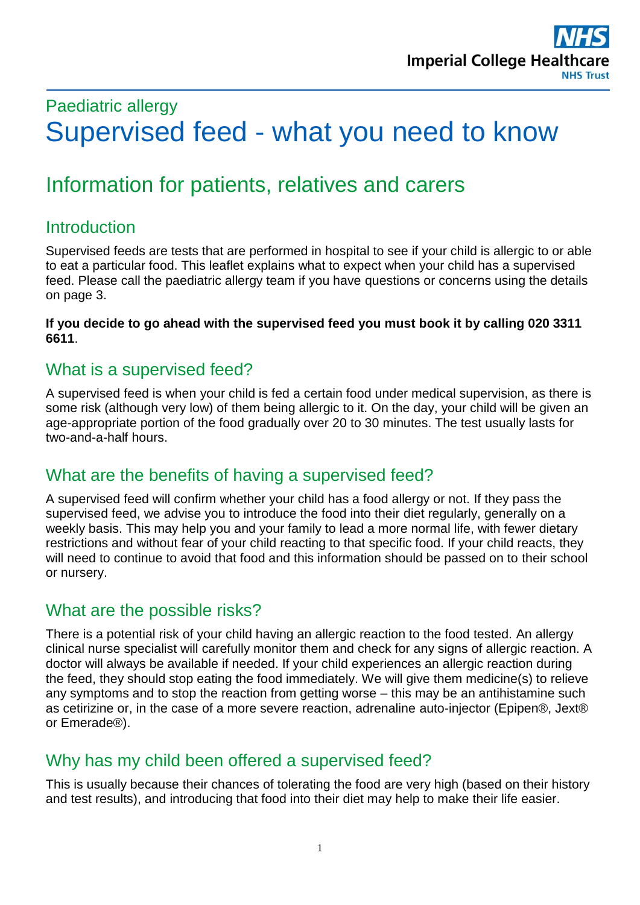Imperial College Healthcare NHS Trust

## Paediatric allergy

# Supervised feed - what you need to know

## Information for patients, relatives and carers

### Introduction

Supervised feeds are tests that are performed in hospital to see if your child is allergic to or able to eat a particular food. This leaflet explains what to expect when your child has a supervised feed. Please call the paediatric allergy team if you have questions or concerns using the details on page 3.

**If you decide to go ahead with the supervised feed you must book it by calling 020 3311 6611**.

### What is a supervised feed?

A supervised feed is when your child is fed a certain food under medical supervision, as there is some risk (although very low) of them being allergic to it. On the day, your child will be given an age-appropriate portion of the food gradually over 20 to 30 minutes. The test usually lasts for two-and-a-half hours.

### What are the benefits of having a supervised feed?

A supervised feed will confirm whether your child has a food allergy or not. If they pass the supervised feed, we advise you to introduce the food into their diet regularly, generally on a weekly basis. This may help you and your family to lead a more normal life, with fewer dietary restrictions and without fear of your child reacting to that specific food. If your child reacts, they will need to continue to avoid that food and this information should be passed on to their school or nursery.

### What are the possible risks?

There is a potential risk of your child having an allergic reaction to the food tested. An allergy clinical nurse specialist will carefully monitor them and check for any signs of allergic reaction. A doctor will always be available if needed. If your child experiences an allergic reaction during the feed, they should stop eating the food immediately. We will give them medicine(s) to relieve any symptoms and to stop the reaction from getting worse – this may be an antihistamine such as cetirizine or, in the case of a more severe reaction, adrenaline auto-injector (Epipen®, Jext® or Emerade®).

### Why has my child been offered a supervised feed?

This is usually because their chances of tolerating the food are very high (based on their history and test results), and introducing that food into their diet may help to make their life easier.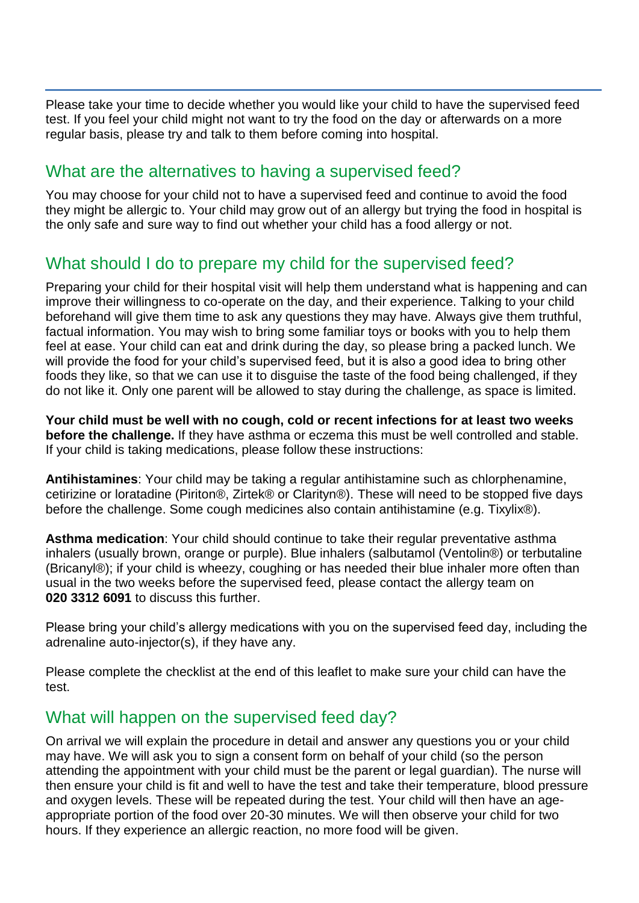Please take your time to decide whether you would like your child to have the supervised feed test. If you feel your child might not want to try the food on the day or afterwards on a more regular basis, please try and talk to them before coming into hospital.

## What are the alternatives to having a supervised feed?

You may choose for your child not to have a supervised feed and continue to avoid the food they might be allergic to. Your child may grow out of an allergy but trying the food in hospital is the only safe and sure way to find out whether your child has a food allergy or not.

## What should I do to prepare my child for the supervised feed?

Preparing your child for their hospital visit will help them understand what is happening and can improve their willingness to co-operate on the day, and their experience. Talking to your child beforehand will give them time to ask any questions they may have. Always give them truthful, factual information. You may wish to bring some familiar toys or books with you to help them feel at ease. Your child can eat and drink during the day, so please bring a packed lunch. We will provide the food for your child's supervised feed, but it is also a good idea to bring other foods they like, so that we can use it to disguise the taste of the food being challenged, if they do not like it. Only one parent will be allowed to stay during the challenge, as space is limited.

**Your child must be well with no cough, cold or recent infections for at least two weeks before the challenge.** If they have asthma or eczema this must be well controlled and stable. If your child is taking medications, please follow these instructions:

**Antihistamines**: Your child may be taking a regular antihistamine such as chlorphenamine, cetirizine or loratadine (Piriton®, Zirtek® or Clarityn®). These will need to be stopped five days before the challenge. Some cough medicines also contain antihistamine (e.g. Tixylix®).

**Asthma medication**: Your child should continue to take their regular preventative asthma inhalers (usually brown, orange or purple). Blue inhalers (salbutamol (Ventolin®) or terbutaline (Bricanyl®); if your child is wheezy, coughing or has needed their blue inhaler more often than usual in the two weeks before the supervised feed, please contact the allergy team on **020 3312 6091** to discuss this further.

Please bring your child's allergy medications with you on the supervised feed day, including the adrenaline auto-injector(s), if they have any.

Please complete the checklist at the end of this leaflet to make sure your child can have the test.

## What will happen on the supervised feed day?

On arrival we will explain the procedure in detail and answer any questions you or your child may have. We will ask you to sign a consent form on behalf of your child (so the person attending the appointment with your child must be the parent or legal guardian). The nurse will then ensure your child is fit and well to have the test and take their temperature, blood pressure and oxygen levels. These will be repeated during the test. Your child will then have an age-appropriate portion of the food over 20-30 minutes. We will then observe your child for two hours. If they experience an allergic reaction, no more food will be given.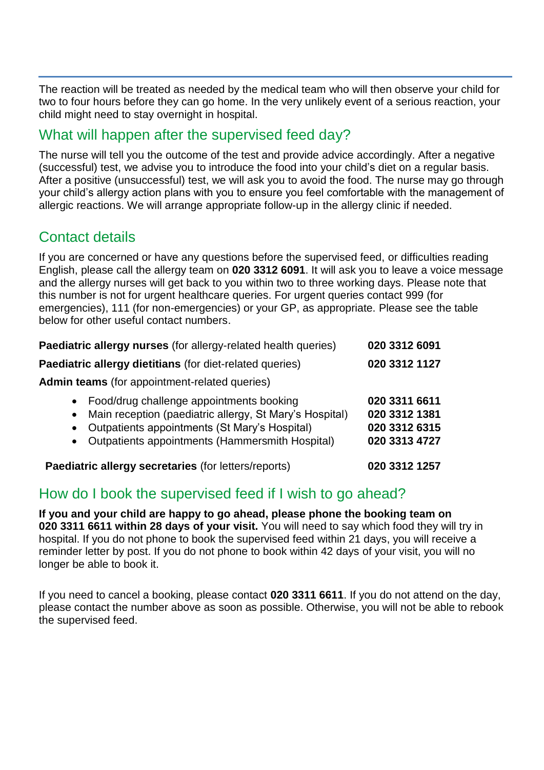The reaction will be treated as needed by the medical team who will then observe your child for two to four hours before they can go home. In the very unlikely event of a serious reaction, your child might need to stay overnight in hospital.

## What will happen after the supervised feed day?

The nurse will tell you the outcome of the test and provide advice accordingly. After a negative (successful) test, we advise you to introduce the food into your child's diet on a regular basis. After a positive (unsuccessful) test, we will ask you to avoid the food. The nurse may go through your child's allergy action plans with you to ensure you feel comfortable with the management of allergic reactions. We will arrange appropriate follow-up in the allergy clinic if needed.

## Contact details

If you are concerned or have any questions before the supervised feed, or difficulties reading English, please call the allergy team on **020 3312 6091**. It will ask you to leave a voice message and the allergy nurses will get back to you within two to three working days. Please note that this number is not for urgent healthcare queries. For urgent queries contact 999 (for emergencies), 111 (for non-emergencies) or your GP, as appropriate. Please see the table below for other useful contact numbers.

| | |
|---|---|
| **Paediatric allergy nurses** (for allergy-related health queries) | **020 3312 6091** |
| **Paediatric allergy dietitians** (for diet-related queries) | **020 3312 1127** |
| **Admin teams** (for appointment-related queries) | |
| • Food/drug challenge appointments booking | **020 3311 6611** |
| • Main reception (paediatric allergy, St Mary's Hospital) | **020 3312 1381** |
| • Outpatients appointments (St Mary's Hospital) | **020 3312 6315** |
| • Outpatients appointments (Hammersmith Hospital) | **020 3313 4727** |
| **Paediatric allergy secretaries** (for letters/reports) | **020 3312 1257** |

## How do I book the supervised feed if I wish to go ahead?

**If you and your child are happy to go ahead, please phone the booking team on 020 3311 6611 within 28 days of your visit.** You will need to say which food they will try in hospital. If you do not phone to book the supervised feed within 21 days, you will receive a reminder letter by post. If you do not phone to book within 42 days of your visit, you will no longer be able to book it.

If you need to cancel a booking, please contact **020 3311 6611**. If you do not attend on the day, please contact the number above as soon as possible. Otherwise, you will not be able to rebook the supervised feed.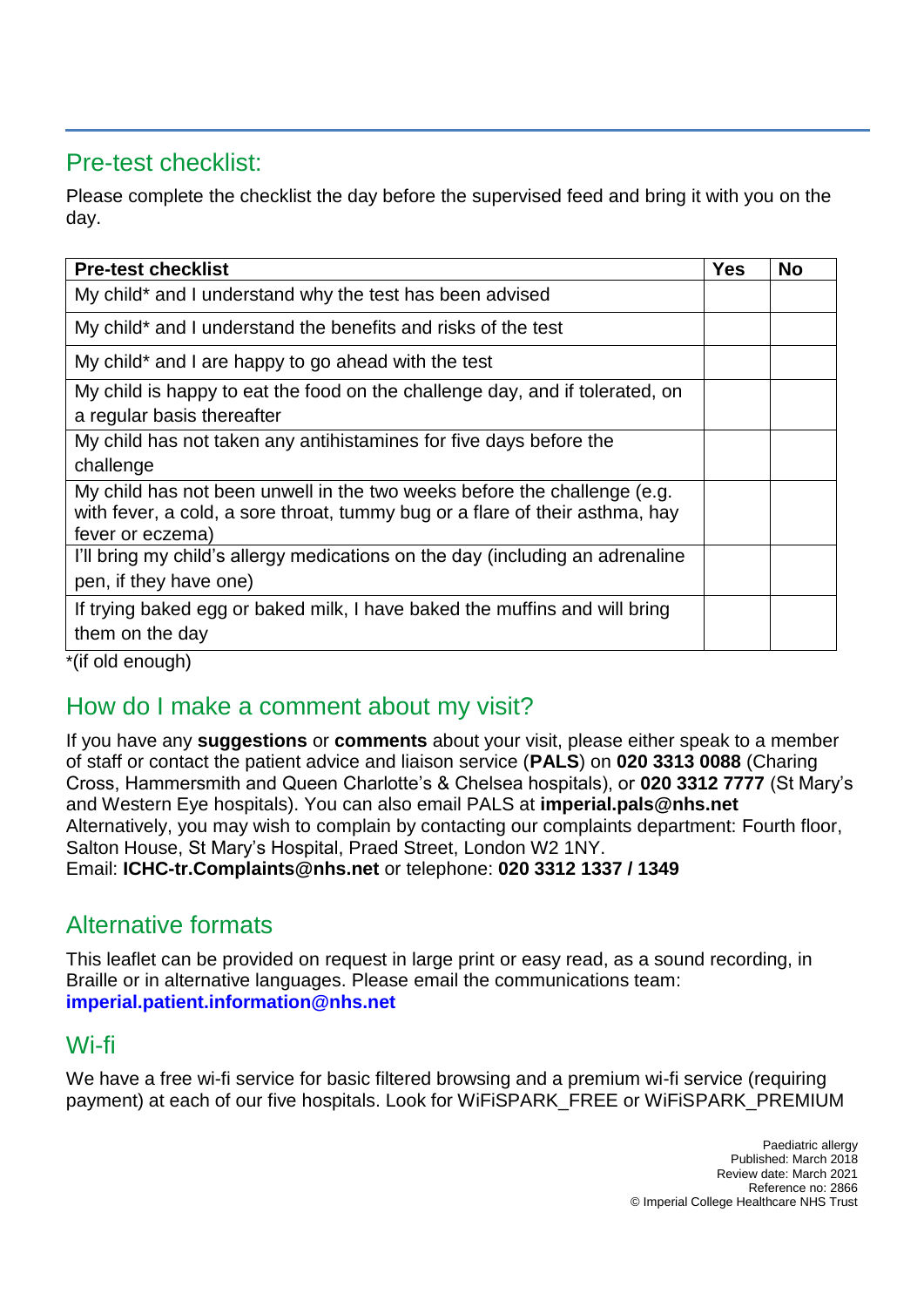## Pre-test checklist:

Please complete the checklist the day before the supervised feed and bring it with you on the day.

| Pre-test checklist | Yes | No |
|---|---|---|
| My child* and I understand why the test has been advised | | |
| My child* and I understand the benefits and risks of the test | | |
| My child* and I are happy to go ahead with the test | | |
| My child is happy to eat the food on the challenge day, and if tolerated, on a regular basis thereafter | | |
| My child has not taken any antihistamines for five days before the challenge | | |
| My child has not been unwell in the two weeks before the challenge (e.g. with fever, a cold, a sore throat, tummy bug or a flare of their asthma, hay fever or eczema) | | |
| I'll bring my child's allergy medications on the day (including an adrenaline pen, if they have one) | | |
| If trying baked egg or baked milk, I have baked the muffins and will bring them on the day | | |

*(if old enough)

## How do I make a comment about my visit?

If you have any **suggestions** or **comments** about your visit, please either speak to a member of staff or contact the patient advice and liaison service (**PALS**) on **020 3313 0088** (Charing Cross, Hammersmith and Queen Charlotte's & Chelsea hospitals), or **020 3312 7777** (St Mary's and Western Eye hospitals). You can also email PALS at **imperial.pals@nhs.net**
Alternatively, you may wish to complain by contacting our complaints department: Fourth floor, Salton House, St Mary's Hospital, Praed Street, London W2 1NY.
Email: **ICHC-tr.Complaints@nhs.net** or telephone: **020 3312 1337 / 1349**

## Alternative formats

This leaflet can be provided on request in large print or easy read, as a sound recording, in Braille or in alternative languages. Please email the communications team: **imperial.patient.information@nhs.net**

## Wi-fi

We have a free wi-fi service for basic filtered browsing and a premium wi-fi service (requiring payment) at each of our five hospitals. Look for WiFiSPARK_FREE or WiFiSPARK_PREMIUM

Paediatric allergy
Published: March 2018
Review date: March 2021
Reference no: 2866
© Imperial College Healthcare NHS Trust